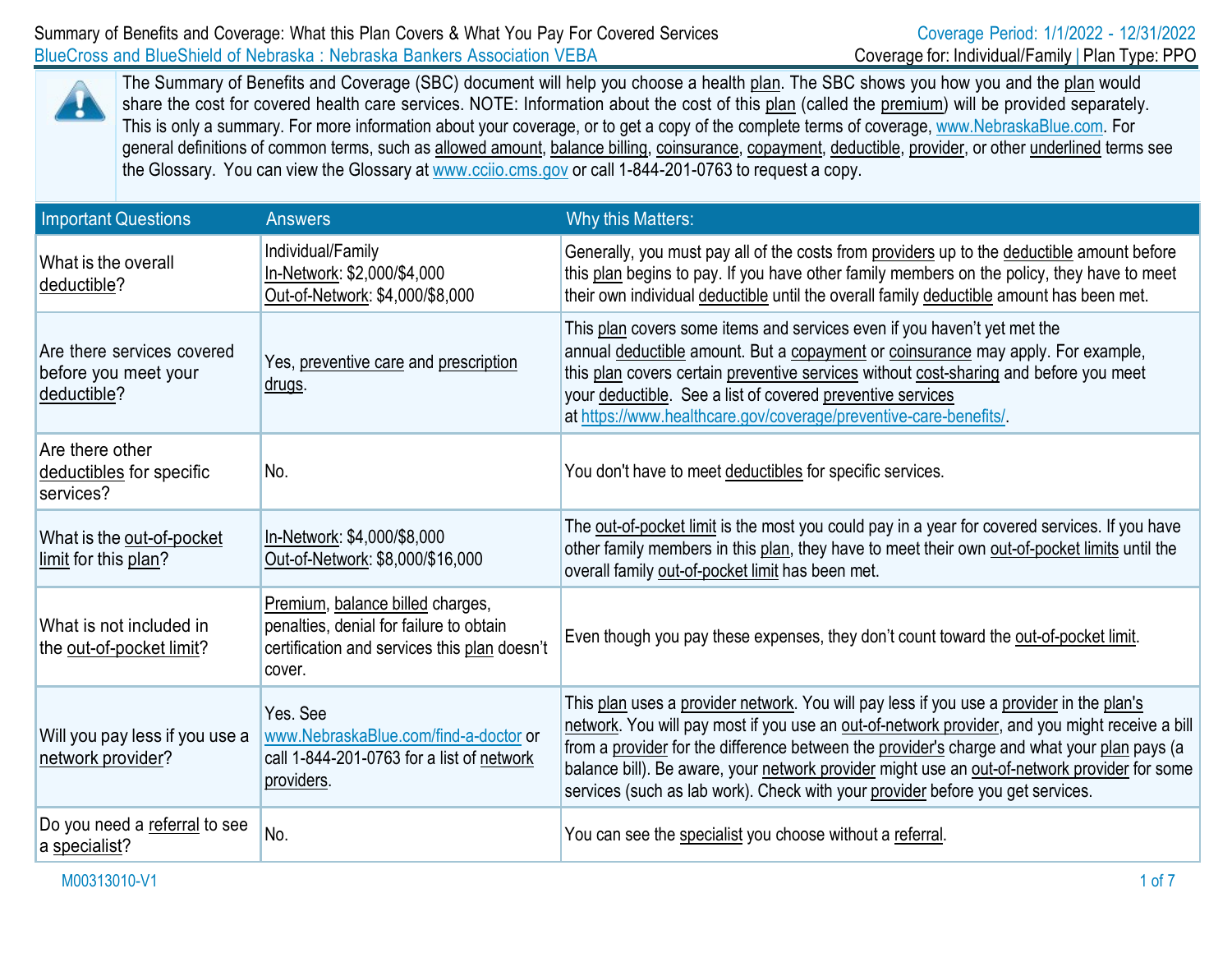Summary of Benefits and Coverage: What this Plan Covers & What You Pay For Covered Services

Coverage Period: 1/1/2022 - 12/31/2022

BlueCross and BlueShield of Nebraska : Nebraska Bankers Association VEBA

Coverage for: Individual/Family | Plan Type: PPO

The Summary of Benefits and Coverage (SBC) document will help you choose a health plan. The SBC shows you how you and the plan would share the cost for covered health care services. NOTE: Information about the cost of this plan (called the premium) will be provided separately. This is only a summary. For more information about your coverage, or to get a copy of the complete terms of coverage, www.NebraskaBlue.com. For general definitions of common terms, such as allowed amount, balance billing, coinsurance, copayment, deductible, provider, or other underlined terms see the Glossary. You can view the Glossary at www.cciio.cms.gov or call 1-844-201-0763 to request a copy.

| Important Questions | Answers | Why this Matters: |
|---|---|---|
| What is the overall deductible? | Individual/Family<br>In-Network: $2,000/$4,000<br>Out-of-Network: $4,000/$8,000 | Generally, you must pay all of the costs from providers up to the deductible amount before this plan begins to pay. If you have other family members on the policy, they have to meet their own individual deductible until the overall family deductible amount has been met. |
| Are there services covered before you meet your deductible? | Yes, preventive care and prescription drugs. | This plan covers some items and services even if you haven't yet met the annual deductible amount. But a copayment or coinsurance may apply. For example, this plan covers certain preventive services without cost-sharing and before you meet your deductible. See a list of covered preventive services at https://www.healthcare.gov/coverage/preventive-care-benefits/. |
| Are there other deductibles for specific services? | No. | You don't have to meet deductibles for specific services. |
| What is the out-of-pocket limit for this plan? | In-Network: $4,000/$8,000<br>Out-of-Network: $8,000/$16,000 | The out-of-pocket limit is the most you could pay in a year for covered services. If you have other family members in this plan, they have to meet their own out-of-pocket limits until the overall family out-of-pocket limit has been met. |
| What is not included in the out-of-pocket limit? | Premium, balance billed charges, penalties, denial for failure to obtain certification and services this plan doesn't cover. | Even though you pay these expenses, they don't count toward the out-of-pocket limit. |
| Will you pay less if you use a network provider? | Yes. See www.NebraskaBlue.com/find-a-doctor or call 1-844-201-0763 for a list of network providers. | This plan uses a provider network. You will pay less if you use a provider in the plan's network. You will pay most if you use an out-of-network provider, and you might receive a bill from a provider for the difference between the provider's charge and what your plan pays (a balance bill). Be aware, your network provider might use an out-of-network provider for some services (such as lab work). Check with your provider before you get services. |
| Do you need a referral to see a specialist? | No. | You can see the specialist you choose without a referral. |

M00313010-V1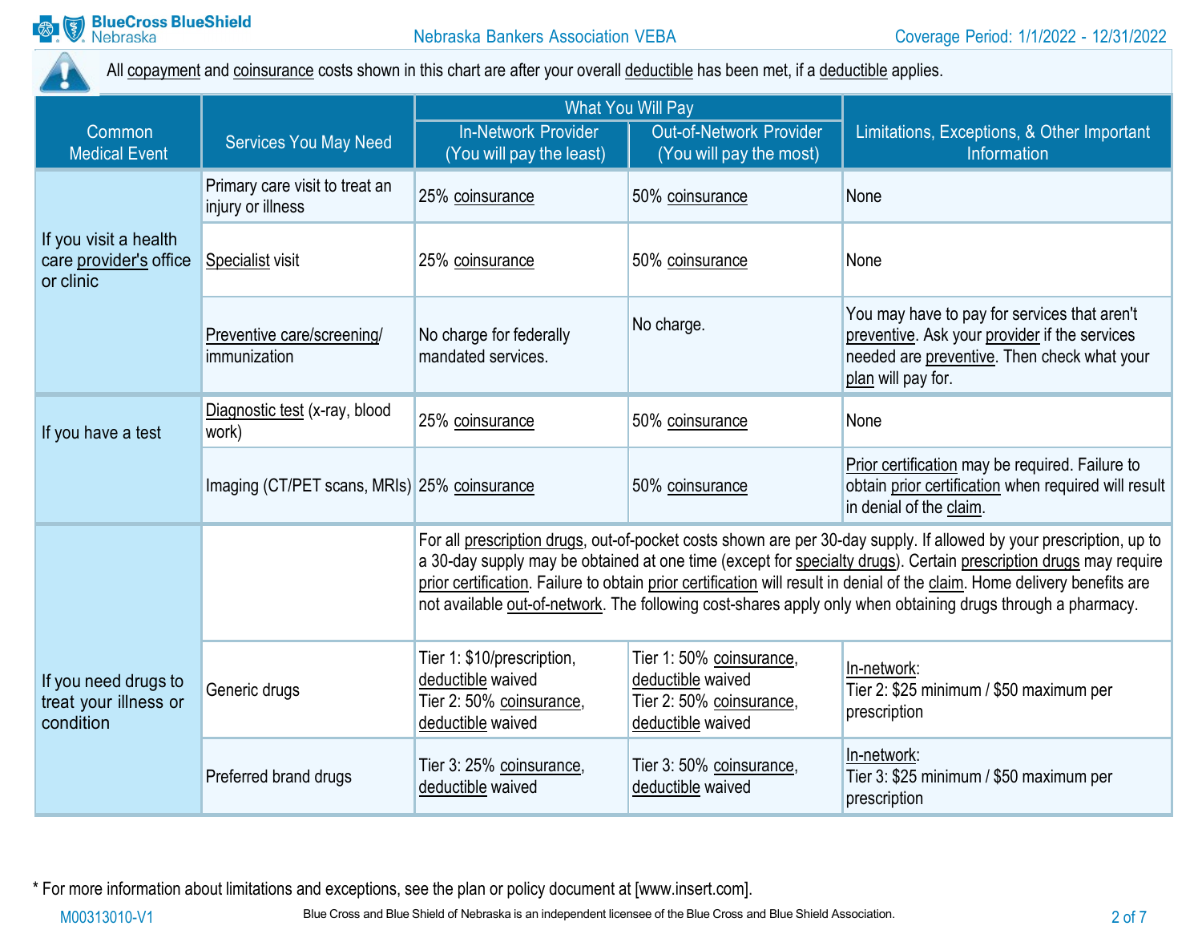All copayment and coinsurance costs shown in this chart are after your overall deductible has been met, if a deductible applies.

| Common Medical Event | Services You May Need | What You Will Pay In-Network Provider (You will pay the least) | What You Will Pay Out-of-Network Provider (You will pay the most) | Limitations, Exceptions, & Other Important Information |
|---|---|---|---|---|
| If you visit a health care provider's office or clinic | Primary care visit to treat an injury or illness | 25% coinsurance | 50% coinsurance | None |
| | Specialist visit | 25% coinsurance | 50% coinsurance | None |
| | Preventive care/screening/ immunization | No charge for federally mandated services. | No charge. | You may have to pay for services that aren't preventive. Ask your provider if the services needed are preventive. Then check what your plan will pay for. |
| If you have a test | Diagnostic test (x-ray, blood work) | 25% coinsurance | 50% coinsurance | None |
| | Imaging (CT/PET scans, MRIs) | 25% coinsurance | 50% coinsurance | Prior certification may be required. Failure to obtain prior certification when required will result in denial of the claim. |
| If you need drugs to treat your illness or condition | | For all prescription drugs, out-of-pocket costs shown are per 30-day supply. If allowed by your prescription, up to a 30-day supply may be obtained at one time (except for specialty drugs). Certain prescription drugs may require prior certification. Failure to obtain prior certification will result in denial of the claim. Home delivery benefits are not available out-of-network. The following cost-shares apply only when obtaining drugs through a pharmacy. | | |
| | Generic drugs | Tier 1: $10/prescription, deductible waived<br>Tier 2: 50% coinsurance, deductible waived | Tier 1: 50% coinsurance, deductible waived<br>Tier 2: 50% coinsurance, deductible waived | In-network:<br>Tier 2: $25 minimum / $50 maximum per prescription |
| | Preferred brand drugs | Tier 3: 25% coinsurance, deductible waived | Tier 3: 50% coinsurance, deductible waived | In-network:<br>Tier 3: $25 minimum / $50 maximum per prescription |

* For more information about limitations and exceptions, see the plan or policy document at [www.insert.com].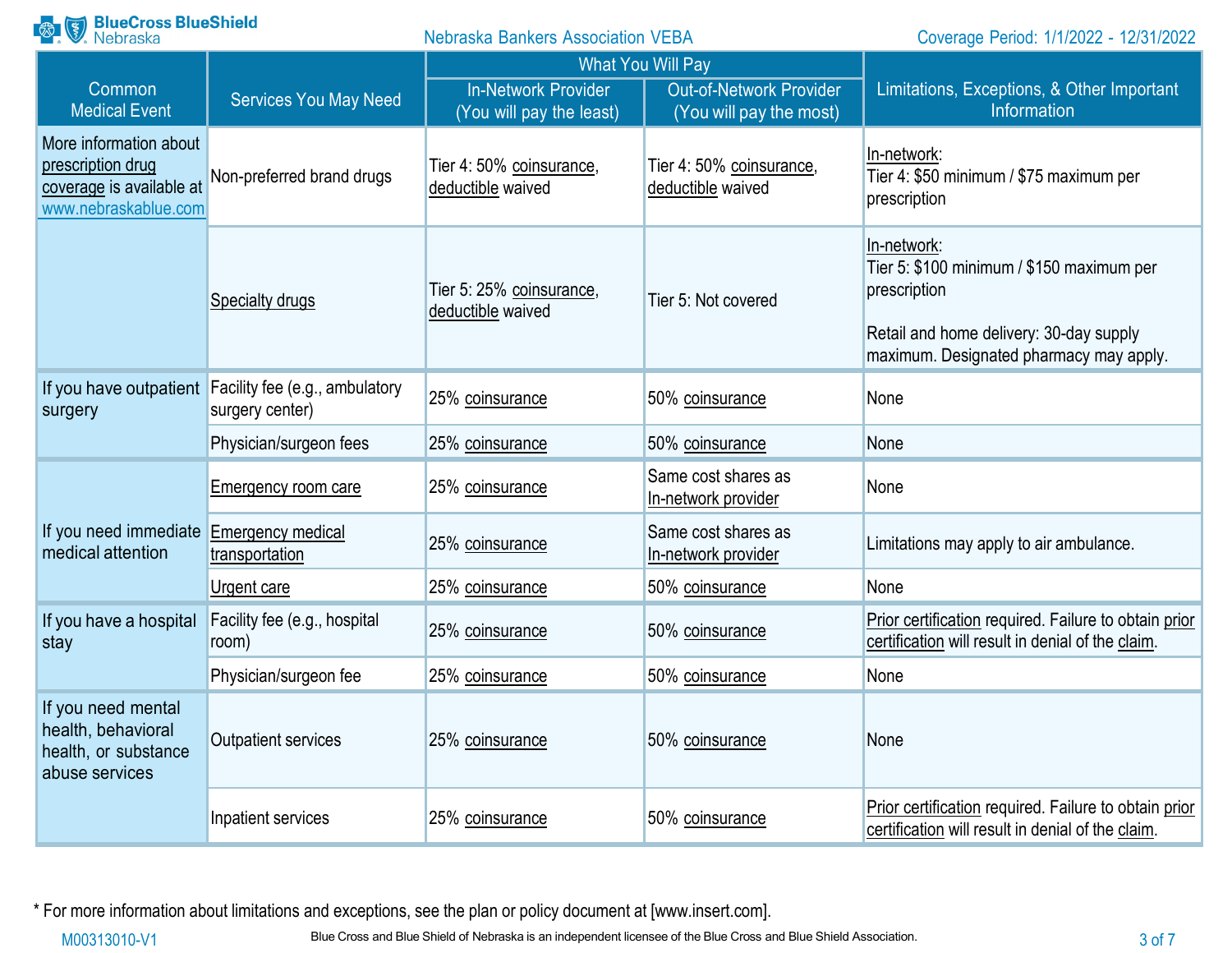| Common Medical Event | Services You May Need | What You Will Pay | | Limitations, Exceptions, & Other Important Information |
|---|---|---|---|---|
| | | In-Network Provider (You will pay the least) | Out-of-Network Provider (You will pay the most) | |
| More information about prescription drug coverage is available at www.nebraskablue.com | Non-preferred brand drugs | Tier 4: 50% coinsurance, deductible waived | Tier 4: 50% coinsurance, deductible waived | In-network: Tier 4: $50 minimum / $75 maximum per prescription |
| | Specialty drugs | Tier 5: 25% coinsurance, deductible waived | Tier 5: Not covered | In-network: Tier 5: $100 minimum / $150 maximum per prescription<br><br>Retail and home delivery: 30-day supply maximum. Designated pharmacy may apply. |
| If you have outpatient surgery | Facility fee (e.g., ambulatory surgery center) | 25% coinsurance | 50% coinsurance | None |
| | Physician/surgeon fees | 25% coinsurance | 50% coinsurance | None |
| If you need immediate medical attention | Emergency room care | 25% coinsurance | Same cost shares as In-network provider | None |
| | Emergency medical transportation | 25% coinsurance | Same cost shares as In-network provider | Limitations may apply to air ambulance. |
| | Urgent care | 25% coinsurance | 50% coinsurance | None |
| If you have a hospital stay | Facility fee (e.g., hospital room) | 25% coinsurance | 50% coinsurance | Prior certification required. Failure to obtain prior certification will result in denial of the claim. |
| | Physician/surgeon fee | 25% coinsurance | 50% coinsurance | None |
| If you need mental health, behavioral health, or substance abuse services | Outpatient services | 25% coinsurance | 50% coinsurance | None |
| | Inpatient services | 25% coinsurance | 50% coinsurance | Prior certification required. Failure to obtain prior certification will result in denial of the claim. |

* For more information about limitations and exceptions, see the plan or policy document at [www.insert.com].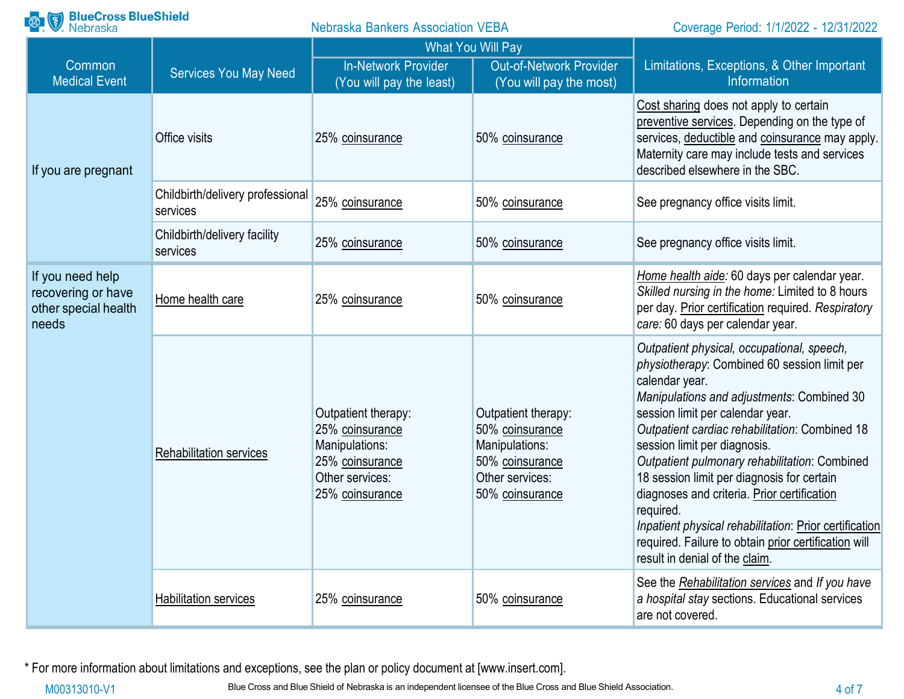| Common Medical Event | Services You May Need | What You Will Pay | | Limitations, Exceptions, & Other Important Information |
|---|---|---|---|---|
| | | In-Network Provider (You will pay the least) | Out-of-Network Provider (You will pay the most) | |
| If you are pregnant | Office visits | 25% coinsurance | 50% coinsurance | Cost sharing does not apply to certain preventive services. Depending on the type of services, deductible and coinsurance may apply. Maternity care may include tests and services described elsewhere in the SBC. |
| | Childbirth/delivery professional services | 25% coinsurance | 50% coinsurance | See pregnancy office visits limit. |
| | Childbirth/delivery facility services | 25% coinsurance | 50% coinsurance | See pregnancy office visits limit. |
| If you need help recovering or have other special health needs | Home health care | 25% coinsurance | 50% coinsurance | *Home health aide:* 60 days per calendar year. *Skilled nursing in the home:* Limited to 8 hours per day. Prior certification required. *Respiratory care:* 60 days per calendar year. |
| | Rehabilitation services | Outpatient therapy: 25% coinsurance<br>Manipulations: 25% coinsurance<br>Other services: 25% coinsurance | Outpatient therapy: 50% coinsurance<br>Manipulations: 50% coinsurance<br>Other services: 50% coinsurance | *Outpatient physical, occupational, speech, physiotherapy*: Combined 60 session limit per calendar year.<br>*Manipulations and adjustments*: Combined 30 session limit per calendar year.<br>*Outpatient cardiac rehabilitation*: Combined 18 session limit per diagnosis.<br>*Outpatient pulmonary rehabilitation*: Combined 18 session limit per diagnosis for certain diagnoses and criteria. Prior certification required.<br>*Inpatient physical rehabilitation*: Prior certification required. Failure to obtain prior certification will result in denial of the claim. |
| | Habilitation services | 25% coinsurance | 50% coinsurance | See the *Rehabilitation services* and *If you have a hospital stay* sections. Educational services are not covered. |

* For more information about limitations and exceptions, see the plan or policy document at [www.insert.com].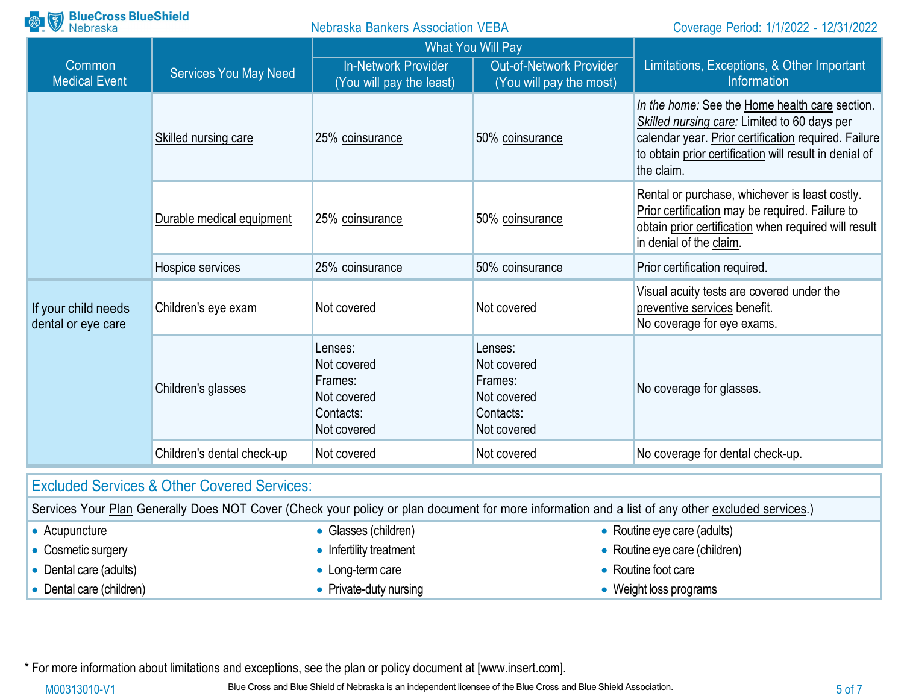| Common Medical Event | Services You May Need | What You Will Pay | | Limitations, Exceptions, & Other Important Information |
|---|---|---|---|---|
| | | In-Network Provider (You will pay the least) | Out-of-Network Provider (You will pay the most) | |
| | Skilled nursing care | 25% coinsurance | 50% coinsurance | *In the home:* See the Home health care section. *Skilled nursing care:* Limited to 60 days per calendar year. Prior certification required. Failure to obtain prior certification will result in denial of the claim. |
| | Durable medical equipment | 25% coinsurance | 50% coinsurance | Rental or purchase, whichever is least costly. Prior certification may be required. Failure to obtain prior certification when required will result in denial of the claim. |
| | Hospice services | 25% coinsurance | 50% coinsurance | Prior certification required. |
| If your child needs dental or eye care | Children's eye exam | Not covered | Not covered | Visual acuity tests are covered under the preventive services benefit. No coverage for eye exams. |
| | Children's glasses | Lenses: Not covered Frames: Not covered Contacts: Not covered | Lenses: Not covered Frames: Not covered Contacts: Not covered | No coverage for glasses. |
| | Children's dental check-up | Not covered | Not covered | No coverage for dental check-up. |

## Excluded Services & Other Covered Services:

Services Your Plan Generally Does NOT Cover (Check your policy or plan document for more information and a list of any other excluded services.)

- Acupuncture
- Cosmetic surgery
- Dental care (adults)
- Dental care (children)
- Glasses (children)
- Infertility treatment
- Long-term care
- Private-duty nursing
- Routine eye care (adults)
- Routine eye care (children)
- Routine foot care
- Weight loss programs

\* For more information about limitations and exceptions, see the plan or policy document at [www.insert.com].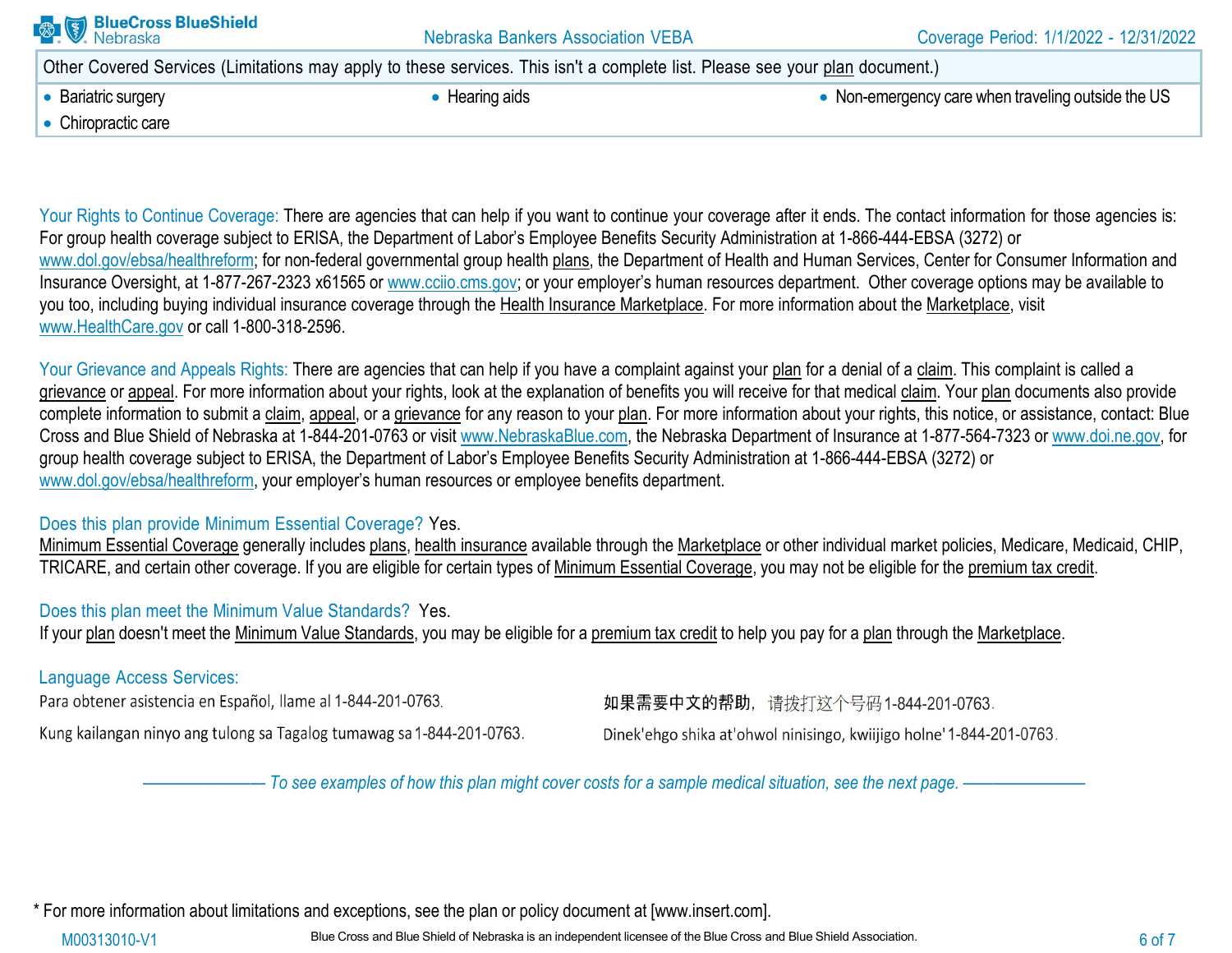| Other Covered Services (Limitations may apply to these services. This isn't a complete list. Please see your plan document.) | | |
|---|---|---|
| • Bariatric surgery<br>• Chiropractic care | • Hearing aids | • Non-emergency care when traveling outside the US |

Your Rights to Continue Coverage: There are agencies that can help if you want to continue your coverage after it ends. The contact information for those agencies is: For group health coverage subject to ERISA, the Department of Labor's Employee Benefits Security Administration at 1-866-444-EBSA (3272) or www.dol.gov/ebsa/healthreform; for non-federal governmental group health plans, the Department of Health and Human Services, Center for Consumer Information and Insurance Oversight, at 1-877-267-2323 x61565 or www.cciio.cms.gov; or your employer's human resources department. Other coverage options may be available to you too, including buying individual insurance coverage through the Health Insurance Marketplace. For more information about the Marketplace, visit www.HealthCare.gov or call 1-800-318-2596.

Your Grievance and Appeals Rights: There are agencies that can help if you have a complaint against your plan for a denial of a claim. This complaint is called a grievance or appeal. For more information about your rights, look at the explanation of benefits you will receive for that medical claim. Your plan documents also provide complete information to submit a claim, appeal, or a grievance for any reason to your plan. For more information about your rights, this notice, or assistance, contact: Blue Cross and Blue Shield of Nebraska at 1-844-201-0763 or visit www.NebraskaBlue.com, the Nebraska Department of Insurance at 1-877-564-7323 or www.doi.ne.gov, for group health coverage subject to ERISA, the Department of Labor's Employee Benefits Security Administration at 1-866-444-EBSA (3272) or www.dol.gov/ebsa/healthreform, your employer's human resources or employee benefits department.

Does this plan provide Minimum Essential Coverage? Yes.
Minimum Essential Coverage generally includes plans, health insurance available through the Marketplace or other individual market policies, Medicare, Medicaid, CHIP, TRICARE, and certain other coverage. If you are eligible for certain types of Minimum Essential Coverage, you may not be eligible for the premium tax credit.

Does this plan meet the Minimum Value Standards? Yes.
If your plan doesn't meet the Minimum Value Standards, you may be eligible for a premium tax credit to help you pay for a plan through the Marketplace.

Language Access Services:

Para obtener asistencia en Español, llame al 1-844-201-0763.

如果需要中文的帮助，请拨打这个号码1-844-201-0763.

Kung kailangan ninyo ang tulong sa Tagalog tumawag sa 1-844-201-0763.

Dinek'ehgo shika at'ohwol ninisingo, kwiijigo holne' 1-844-201-0763.

*To see examples of how this plan might cover costs for a sample medical situation, see the next page.*

* For more information about limitations and exceptions, see the plan or policy document at [www.insert.com].

M00313010-V1

Blue Cross and Blue Shield of Nebraska is an independent licensee of the Blue Cross and Blue Shield Association.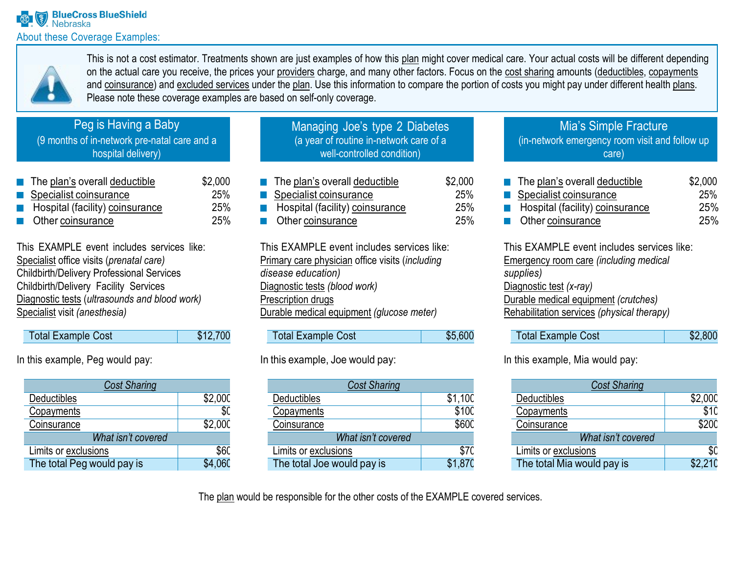BlueCross BlueShield Nebraska

About these Coverage Examples:

This is not a cost estimator. Treatments shown are just examples of how this plan might cover medical care. Your actual costs will be different depending on the actual care you receive, the prices your providers charge, and many other factors. Focus on the cost sharing amounts (deductibles, copayments and coinsurance) and excluded services under the plan. Use this information to compare the portion of costs you might pay under different health plans. Please note these coverage examples are based on self-only coverage.

## Peg is Having a Baby
(9 months of in-network pre-natal care and a hospital delivery)

- The plan's overall deductible $2,000
- Specialist coinsurance 25%
- Hospital (facility) coinsurance 25%
- Other coinsurance 25%

This EXAMPLE event includes services like:
Specialist office visits (*prenatal care)*
Childbirth/Delivery Professional Services
Childbirth/Delivery Facility Services
Diagnostic tests (*ultrasounds and blood work)*
Specialist visit *(anesthesia)*

| Total Example Cost | $12,700 |
|---|---|

In this example, Peg would pay:

| *Cost Sharing* | |
|---|---|
| Deductibles | $2,000 |
| Copayments | $0 |
| Coinsurance | $2,000 |
| *What isn't covered* | |
| Limits or exclusions | $60 |
| The total Peg would pay is | $4,060 |

## Managing Joe's type 2 Diabetes
(a year of routine in-network care of a well-controlled condition)

- The plan's overall deductible $2,000
- Specialist coinsurance 25%
- Hospital (facility) coinsurance 25%
- Other coinsurance 25%

This EXAMPLE event includes services like:
Primary care physician office visits (*including disease education)*
Diagnostic tests *(blood work)*
Prescription drugs
Durable medical equipment *(glucose meter)*

| Total Example Cost | $5,600 |
|---|---|

In this example, Joe would pay:

| *Cost Sharing* | |
|---|---|
| Deductibles | $1,100 |
| Copayments | $100 |
| Coinsurance | $600 |
| *What isn't covered* | |
| Limits or exclusions | $70 |
| The total Joe would pay is | $1,870 |

## Mia's Simple Fracture
(in-network emergency room visit and follow up care)

- The plan's overall deductible $2,000
- Specialist coinsurance 25%
- Hospital (facility) coinsurance 25%
- Other coinsurance 25%

This EXAMPLE event includes services like:
Emergency room care *(including medical supplies)*
Diagnostic test *(x-ray)*
Durable medical equipment *(crutches)*
Rehabilitation services *(physical therapy)*

| Total Example Cost | $2,800 |
|---|---|

In this example, Mia would pay:

| *Cost Sharing* | |
|---|---|
| Deductibles | $2,000 |
| Copayments | $10 |
| Coinsurance | $200 |
| *What isn't covered* | |
| Limits or exclusions | $0 |
| The total Mia would pay is | $2,210 |

The plan would be responsible for the other costs of the EXAMPLE covered services.